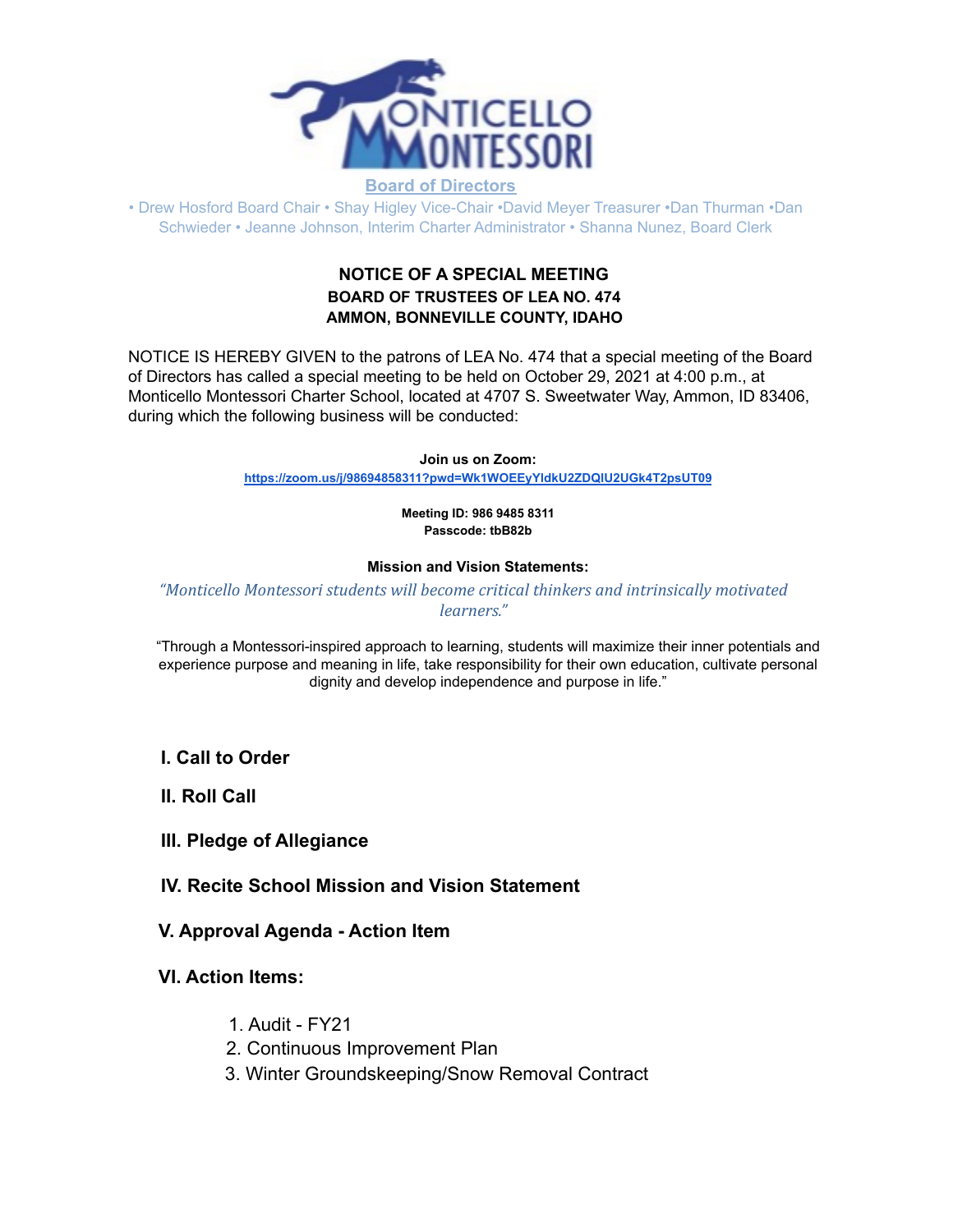MONTICELLO MONTESSORI

Board of Directors

• Drew Hosford Board Chair • Shay Higley Vice-Chair •David Meyer Treasurer •Dan Thurman •Dan Schwieder • Jeanne Johnson, Interim Charter Administrator • Shanna Nunez, Board Clerk

**NOTICE OF A SPECIAL MEETING**
**BOARD OF TRUSTEES OF LEA NO. 474**
**AMMON, BONNEVILLE COUNTY, IDAHO**

NOTICE IS HEREBY GIVEN to the patrons of LEA No. 474 that a special meeting of the Board of Directors has called a special meeting to be held on October 29, 2021 at 4:00 p.m., at Monticello Montessori Charter School, located at 4707 S. Sweetwater Way, Ammon, ID 83406, during which the following business will be conducted:

**Join us on Zoom:**
https://zoom.us/j/98694858311?pwd=Wk1WOEEyYldkU2ZDQlU2UGk4T2psUT09

**Meeting ID: 986 9485 8311**
**Passcode: tbB82b**

**Mission and Vision Statements:**

*"Monticello Montessori students will become critical thinkers and intrinsically motivated learners."*

"Through a Montessori-inspired approach to learning, students will maximize their inner potentials and experience purpose and meaning in life, take responsibility for their own education, cultivate personal dignity and develop independence and purpose in life."

## I. Call to Order

## II. Roll Call

## III. Pledge of Allegiance

## IV. Recite School Mission and Vision Statement

## V. Approval Agenda - Action Item

## VI. Action Items:

1. Audit - FY21
2. Continuous Improvement Plan
3. Winter Groundskeeping/Snow Removal Contract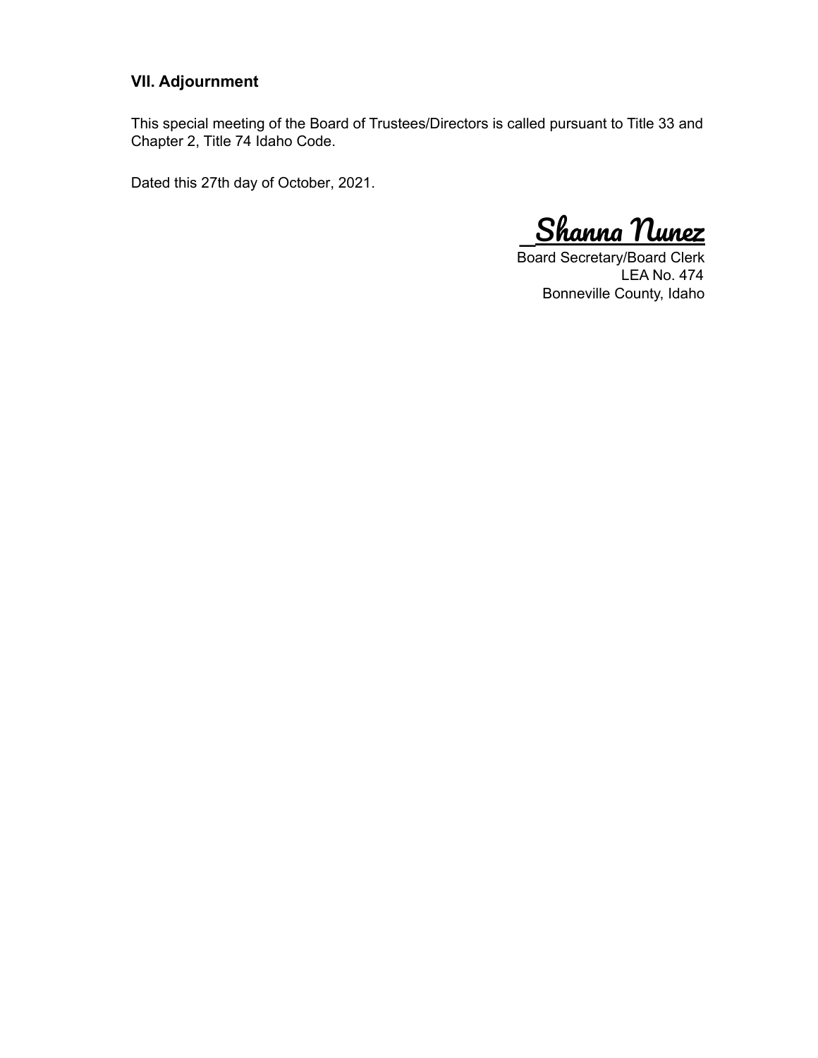### VII. Adjournment

This special meeting of the Board of Trustees/Directors is called pursuant to Title 33 and Chapter 2, Title 74 Idaho Code.

Dated this 27th day of October, 2021.

_Shanna Nunez

Board Secretary/Board Clerk
LEA No. 474
Bonneville County, Idaho